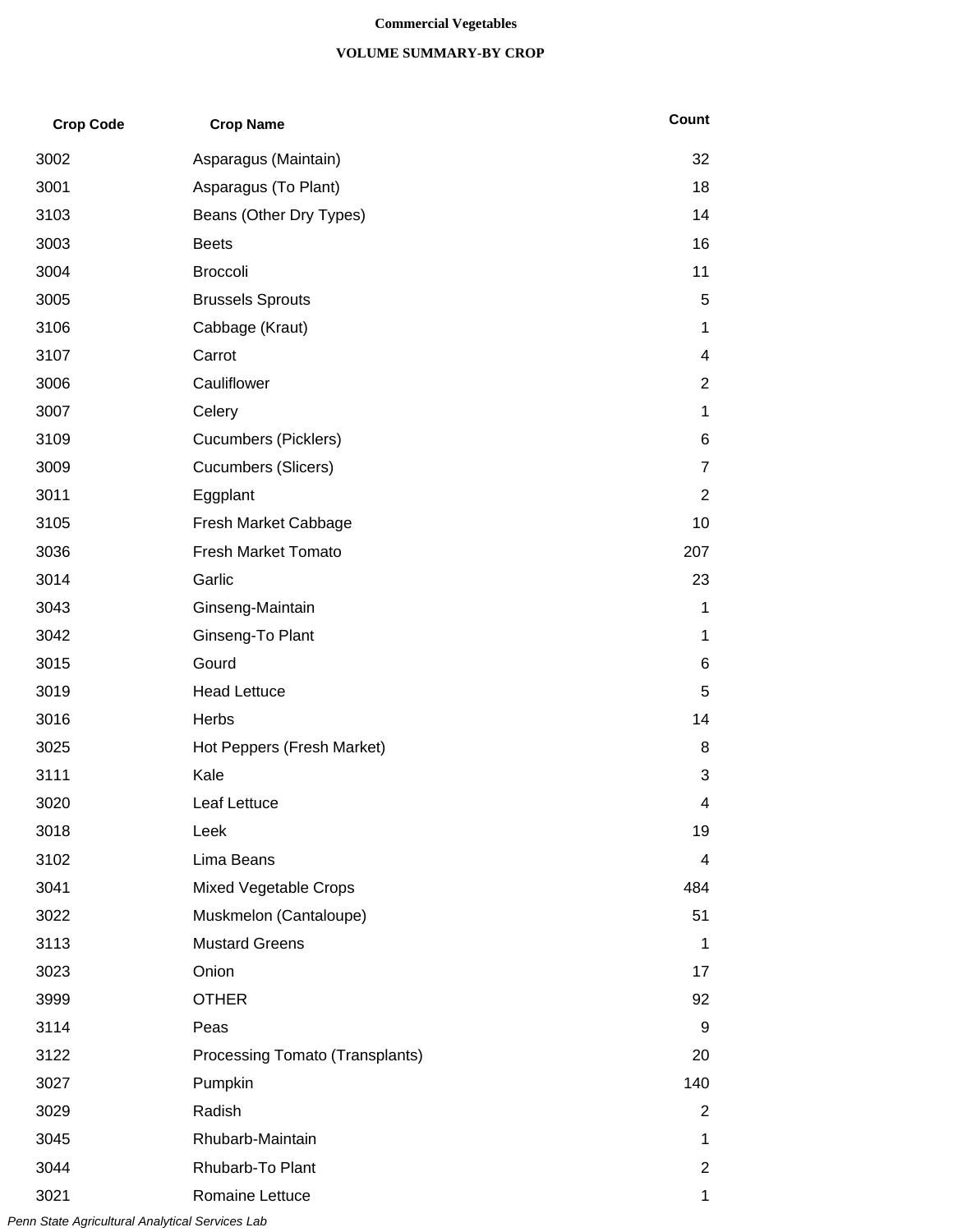# Commercial Vegetables

## VOLUME SUMMARY-BY CROP

| Crop Code | Crop Name | Count |
| --- | --- | --- |
| 3002 | Asparagus (Maintain) | 32 |
| 3001 | Asparagus (To Plant) | 18 |
| 3103 | Beans (Other Dry Types) | 14 |
| 3003 | Beets | 16 |
| 3004 | Broccoli | 11 |
| 3005 | Brussels Sprouts | 5 |
| 3106 | Cabbage (Kraut) | 1 |
| 3107 | Carrot | 4 |
| 3006 | Cauliflower | 2 |
| 3007 | Celery | 1 |
| 3109 | Cucumbers (Picklers) | 6 |
| 3009 | Cucumbers (Slicers) | 7 |
| 3011 | Eggplant | 2 |
| 3105 | Fresh Market Cabbage | 10 |
| 3036 | Fresh Market Tomato | 207 |
| 3014 | Garlic | 23 |
| 3043 | Ginseng-Maintain | 1 |
| 3042 | Ginseng-To Plant | 1 |
| 3015 | Gourd | 6 |
| 3019 | Head Lettuce | 5 |
| 3016 | Herbs | 14 |
| 3025 | Hot Peppers (Fresh Market) | 8 |
| 3111 | Kale | 3 |
| 3020 | Leaf Lettuce | 4 |
| 3018 | Leek | 19 |
| 3102 | Lima Beans | 4 |
| 3041 | Mixed Vegetable Crops | 484 |
| 3022 | Muskmelon (Cantaloupe) | 51 |
| 3113 | Mustard Greens | 1 |
| 3023 | Onion | 17 |
| 3999 | OTHER | 92 |
| 3114 | Peas | 9 |
| 3122 | Processing Tomato (Transplants) | 20 |
| 3027 | Pumpkin | 140 |
| 3029 | Radish | 2 |
| 3045 | Rhubarb-Maintain | 1 |
| 3044 | Rhubarb-To Plant | 2 |
| 3021 | Romaine Lettuce | 1 |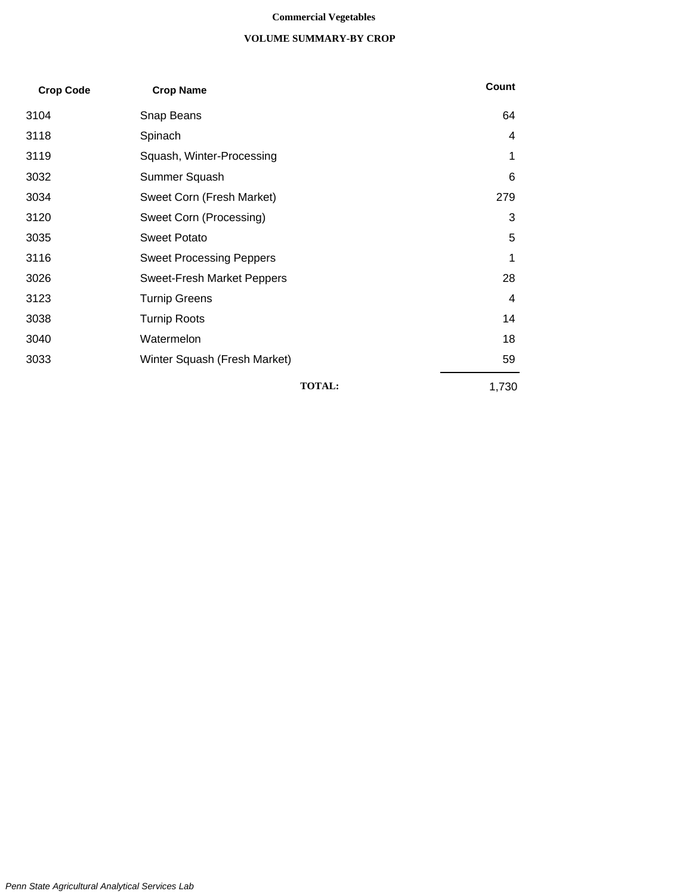**Commercial Vegetables**

**VOLUME SUMMARY-BY CROP**

| Crop Code | Crop Name | Count |
|---|---|---|
| 3104 | Snap Beans | 64 |
| 3118 | Spinach | 4 |
| 3119 | Squash, Winter-Processing | 1 |
| 3032 | Summer Squash | 6 |
| 3034 | Sweet Corn (Fresh Market) | 279 |
| 3120 | Sweet Corn (Processing) | 3 |
| 3035 | Sweet Potato | 5 |
| 3116 | Sweet Processing Peppers | 1 |
| 3026 | Sweet-Fresh Market Peppers | 28 |
| 3123 | Turnip Greens | 4 |
| 3038 | Turnip Roots | 14 |
| 3040 | Watermelon | 18 |
| 3033 | Winter Squash (Fresh Market) | 59 |
| | **TOTAL:** | 1,730 |

*Penn State Agricultural Analytical Services Lab*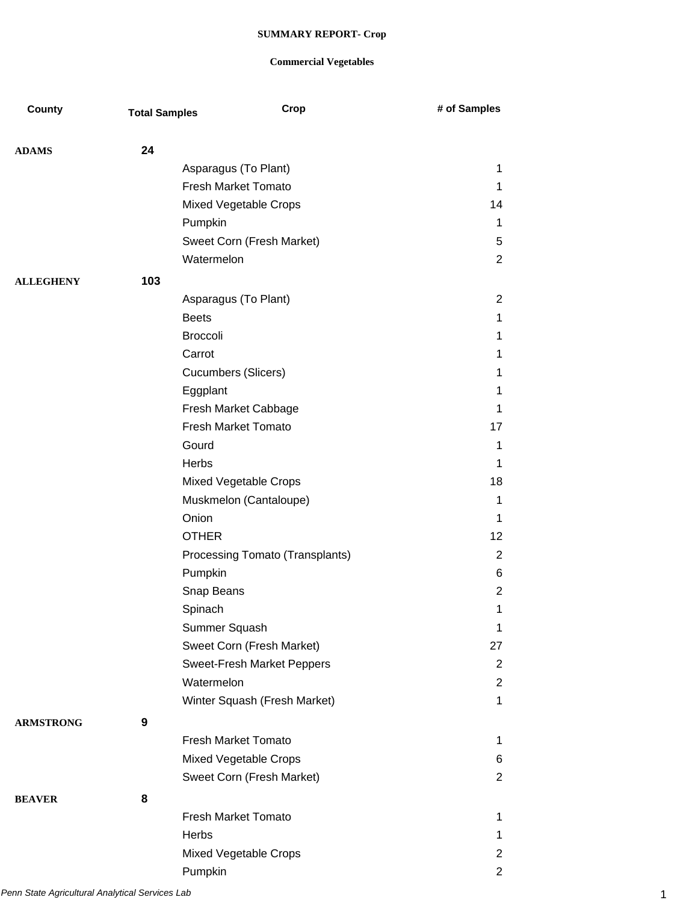**SUMMARY REPORT- Crop**

**Commercial Vegetables**

| County | Total Samples | Crop | # of Samples |
|---|---|---|---|
| **ADAMS** | **24** | | |
| | | Asparagus (To Plant) | 1 |
| | | Fresh Market Tomato | 1 |
| | | Mixed Vegetable Crops | 14 |
| | | Pumpkin | 1 |
| | | Sweet Corn (Fresh Market) | 5 |
| | | Watermelon | 2 |
| **ALLEGHENY** | **103** | | |
| | | Asparagus (To Plant) | 2 |
| | | Beets | 1 |
| | | Broccoli | 1 |
| | | Carrot | 1 |
| | | Cucumbers (Slicers) | 1 |
| | | Eggplant | 1 |
| | | Fresh Market Cabbage | 1 |
| | | Fresh Market Tomato | 17 |
| | | Gourd | 1 |
| | | Herbs | 1 |
| | | Mixed Vegetable Crops | 18 |
| | | Muskmelon (Cantaloupe) | 1 |
| | | Onion | 1 |
| | | OTHER | 12 |
| | | Processing Tomato (Transplants) | 2 |
| | | Pumpkin | 6 |
| | | Snap Beans | 2 |
| | | Spinach | 1 |
| | | Summer Squash | 1 |
| | | Sweet Corn (Fresh Market) | 27 |
| | | Sweet-Fresh Market Peppers | 2 |
| | | Watermelon | 2 |
| | | Winter Squash (Fresh Market) | 1 |
| **ARMSTRONG** | **9** | | |
| | | Fresh Market Tomato | 1 |
| | | Mixed Vegetable Crops | 6 |
| | | Sweet Corn (Fresh Market) | 2 |
| **BEAVER** | **8** | | |
| | | Fresh Market Tomato | 1 |
| | | Herbs | 1 |
| | | Mixed Vegetable Crops | 2 |
| | | Pumpkin | 2 |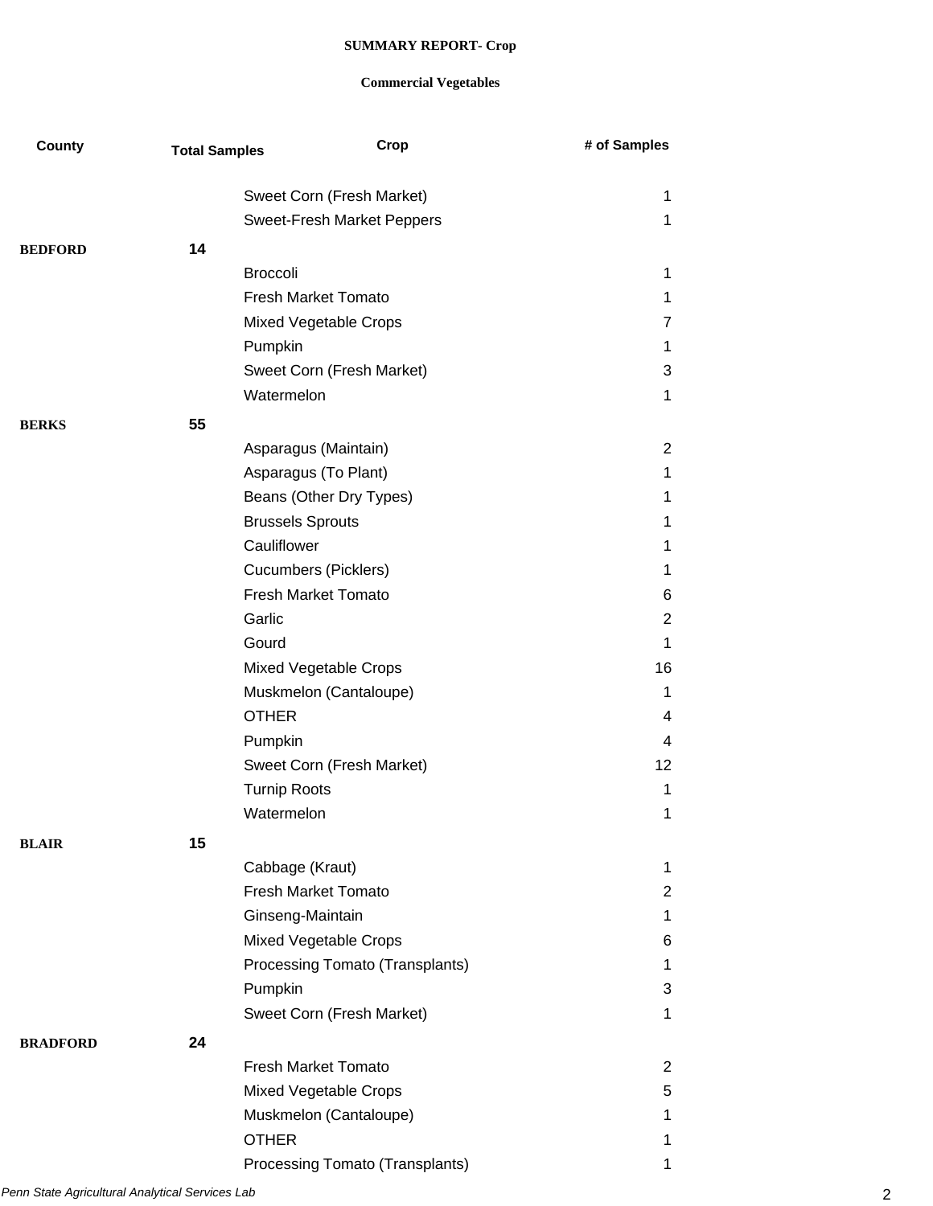**SUMMARY REPORT- Crop**

**Commercial Vegetables**

| County | Total Samples | Crop | # of Samples |
|---|---|---|---|
| | | Sweet Corn (Fresh Market) | 1 |
| | | Sweet-Fresh Market Peppers | 1 |
| **BEDFORD** | **14** | | |
| | | Broccoli | 1 |
| | | Fresh Market Tomato | 1 |
| | | Mixed Vegetable Crops | 7 |
| | | Pumpkin | 1 |
| | | Sweet Corn (Fresh Market) | 3 |
| | | Watermelon | 1 |
| **BERKS** | **55** | | |
| | | Asparagus (Maintain) | 2 |
| | | Asparagus (To Plant) | 1 |
| | | Beans (Other Dry Types) | 1 |
| | | Brussels Sprouts | 1 |
| | | Cauliflower | 1 |
| | | Cucumbers (Picklers) | 1 |
| | | Fresh Market Tomato | 6 |
| | | Garlic | 2 |
| | | Gourd | 1 |
| | | Mixed Vegetable Crops | 16 |
| | | Muskmelon (Cantaloupe) | 1 |
| | | OTHER | 4 |
| | | Pumpkin | 4 |
| | | Sweet Corn (Fresh Market) | 12 |
| | | Turnip Roots | 1 |
| | | Watermelon | 1 |
| **BLAIR** | **15** | | |
| | | Cabbage (Kraut) | 1 |
| | | Fresh Market Tomato | 2 |
| | | Ginseng-Maintain | 1 |
| | | Mixed Vegetable Crops | 6 |
| | | Processing Tomato (Transplants) | 1 |
| | | Pumpkin | 3 |
| | | Sweet Corn (Fresh Market) | 1 |
| **BRADFORD** | **24** | | |
| | | Fresh Market Tomato | 2 |
| | | Mixed Vegetable Crops | 5 |
| | | Muskmelon (Cantaloupe) | 1 |
| | | OTHER | 1 |
| | | Processing Tomato (Transplants) | 1 |

*Penn State Agricultural Analytical Services Lab*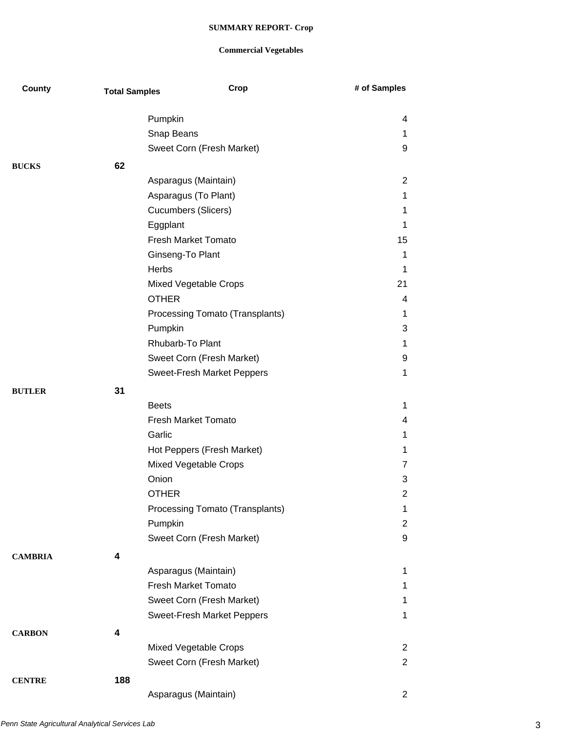**SUMMARY REPORT- Crop**

**Commercial Vegetables**

| County | Total Samples | Crop | # of Samples |
|---|---|---|---|
| | | Pumpkin | 4 |
| | | Snap Beans | 1 |
| | | Sweet Corn (Fresh Market) | 9 |
| **BUCKS** | **62** | | |
| | | Asparagus (Maintain) | 2 |
| | | Asparagus (To Plant) | 1 |
| | | Cucumbers (Slicers) | 1 |
| | | Eggplant | 1 |
| | | Fresh Market Tomato | 15 |
| | | Ginseng-To Plant | 1 |
| | | Herbs | 1 |
| | | Mixed Vegetable Crops | 21 |
| | | OTHER | 4 |
| | | Processing Tomato (Transplants) | 1 |
| | | Pumpkin | 3 |
| | | Rhubarb-To Plant | 1 |
| | | Sweet Corn (Fresh Market) | 9 |
| | | Sweet-Fresh Market Peppers | 1 |
| **BUTLER** | **31** | | |
| | | Beets | 1 |
| | | Fresh Market Tomato | 4 |
| | | Garlic | 1 |
| | | Hot Peppers (Fresh Market) | 1 |
| | | Mixed Vegetable Crops | 7 |
| | | Onion | 3 |
| | | OTHER | 2 |
| | | Processing Tomato (Transplants) | 1 |
| | | Pumpkin | 2 |
| | | Sweet Corn (Fresh Market) | 9 |
| **CAMBRIA** | **4** | | |
| | | Asparagus (Maintain) | 1 |
| | | Fresh Market Tomato | 1 |
| | | Sweet Corn (Fresh Market) | 1 |
| | | Sweet-Fresh Market Peppers | 1 |
| **CARBON** | **4** | | |
| | | Mixed Vegetable Crops | 2 |
| | | Sweet Corn (Fresh Market) | 2 |
| **CENTRE** | **188** | | |
| | | Asparagus (Maintain) | 2 |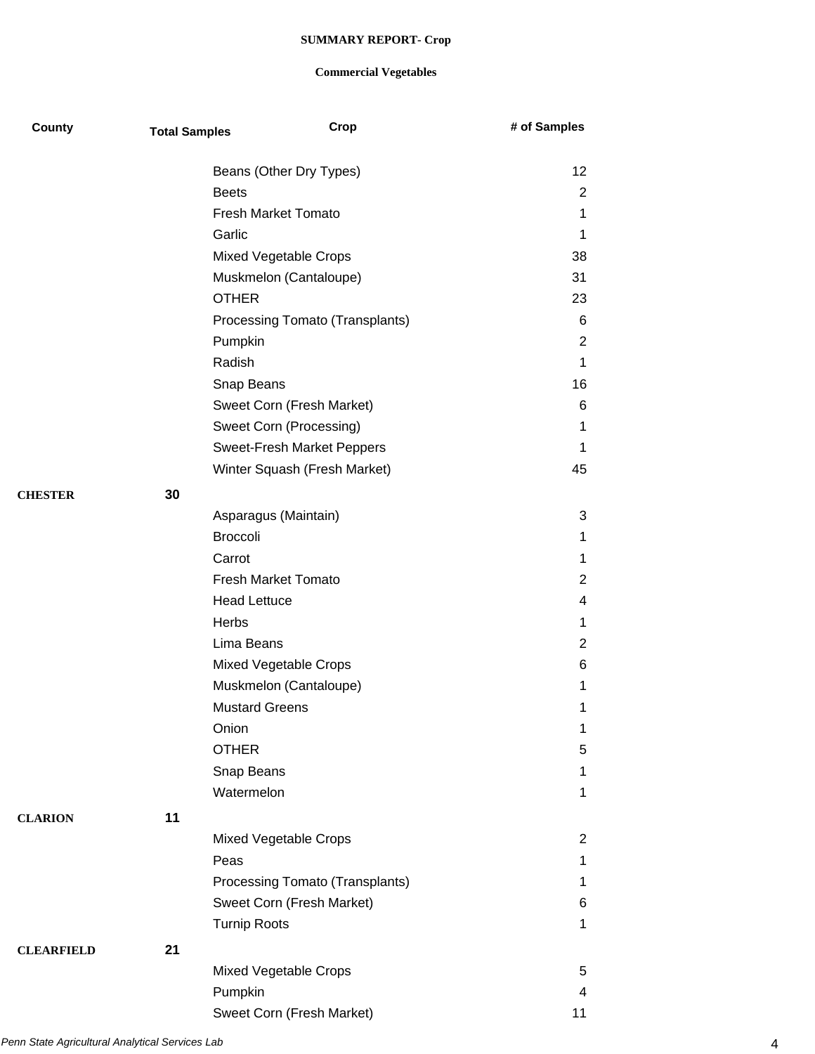**SUMMARY REPORT- Crop**

**Commercial Vegetables**

| County | Total Samples | Crop | # of Samples |
|---|---|---|---|
| | | Beans (Other Dry Types) | 12 |
| | | Beets | 2 |
| | | Fresh Market Tomato | 1 |
| | | Garlic | 1 |
| | | Mixed Vegetable Crops | 38 |
| | | Muskmelon (Cantaloupe) | 31 |
| | | OTHER | 23 |
| | | Processing Tomato (Transplants) | 6 |
| | | Pumpkin | 2 |
| | | Radish | 1 |
| | | Snap Beans | 16 |
| | | Sweet Corn (Fresh Market) | 6 |
| | | Sweet Corn (Processing) | 1 |
| | | Sweet-Fresh Market Peppers | 1 |
| | | Winter Squash (Fresh Market) | 45 |
| **CHESTER** | **30** | | |
| | | Asparagus (Maintain) | 3 |
| | | Broccoli | 1 |
| | | Carrot | 1 |
| | | Fresh Market Tomato | 2 |
| | | Head Lettuce | 4 |
| | | Herbs | 1 |
| | | Lima Beans | 2 |
| | | Mixed Vegetable Crops | 6 |
| | | Muskmelon (Cantaloupe) | 1 |
| | | Mustard Greens | 1 |
| | | Onion | 1 |
| | | OTHER | 5 |
| | | Snap Beans | 1 |
| | | Watermelon | 1 |
| **CLARION** | **11** | | |
| | | Mixed Vegetable Crops | 2 |
| | | Peas | 1 |
| | | Processing Tomato (Transplants) | 1 |
| | | Sweet Corn (Fresh Market) | 6 |
| | | Turnip Roots | 1 |
| **CLEARFIELD** | **21** | | |
| | | Mixed Vegetable Crops | 5 |
| | | Pumpkin | 4 |
| | | Sweet Corn (Fresh Market) | 11 |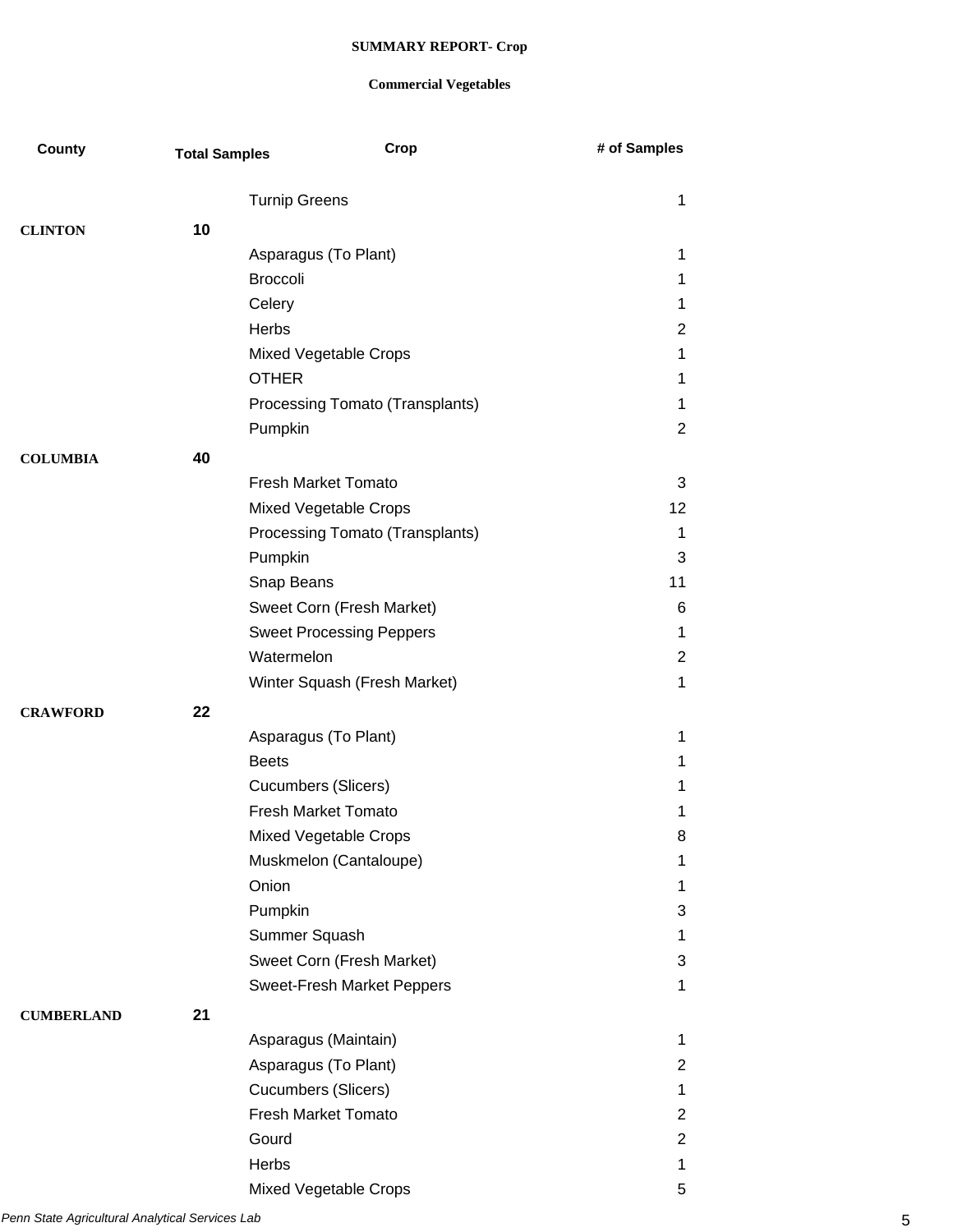**SUMMARY REPORT- Crop**

**Commercial Vegetables**

| County | Total Samples | Crop | # of Samples |
|---|---|---|---|
| | | Turnip Greens | 1 |
| **CLINTON** | **10** | | |
| | | Asparagus (To Plant) | 1 |
| | | Broccoli | 1 |
| | | Celery | 1 |
| | | Herbs | 2 |
| | | Mixed Vegetable Crops | 1 |
| | | OTHER | 1 |
| | | Processing Tomato (Transplants) | 1 |
| | | Pumpkin | 2 |
| **COLUMBIA** | **40** | | |
| | | Fresh Market Tomato | 3 |
| | | Mixed Vegetable Crops | 12 |
| | | Processing Tomato (Transplants) | 1 |
| | | Pumpkin | 3 |
| | | Snap Beans | 11 |
| | | Sweet Corn (Fresh Market) | 6 |
| | | Sweet Processing Peppers | 1 |
| | | Watermelon | 2 |
| | | Winter Squash (Fresh Market) | 1 |
| **CRAWFORD** | **22** | | |
| | | Asparagus (To Plant) | 1 |
| | | Beets | 1 |
| | | Cucumbers (Slicers) | 1 |
| | | Fresh Market Tomato | 1 |
| | | Mixed Vegetable Crops | 8 |
| | | Muskmelon (Cantaloupe) | 1 |
| | | Onion | 1 |
| | | Pumpkin | 3 |
| | | Summer Squash | 1 |
| | | Sweet Corn (Fresh Market) | 3 |
| | | Sweet-Fresh Market Peppers | 1 |
| **CUMBERLAND** | **21** | | |
| | | Asparagus (Maintain) | 1 |
| | | Asparagus (To Plant) | 2 |
| | | Cucumbers (Slicers) | 1 |
| | | Fresh Market Tomato | 2 |
| | | Gourd | 2 |
| | | Herbs | 1 |
| | | Mixed Vegetable Crops | 5 |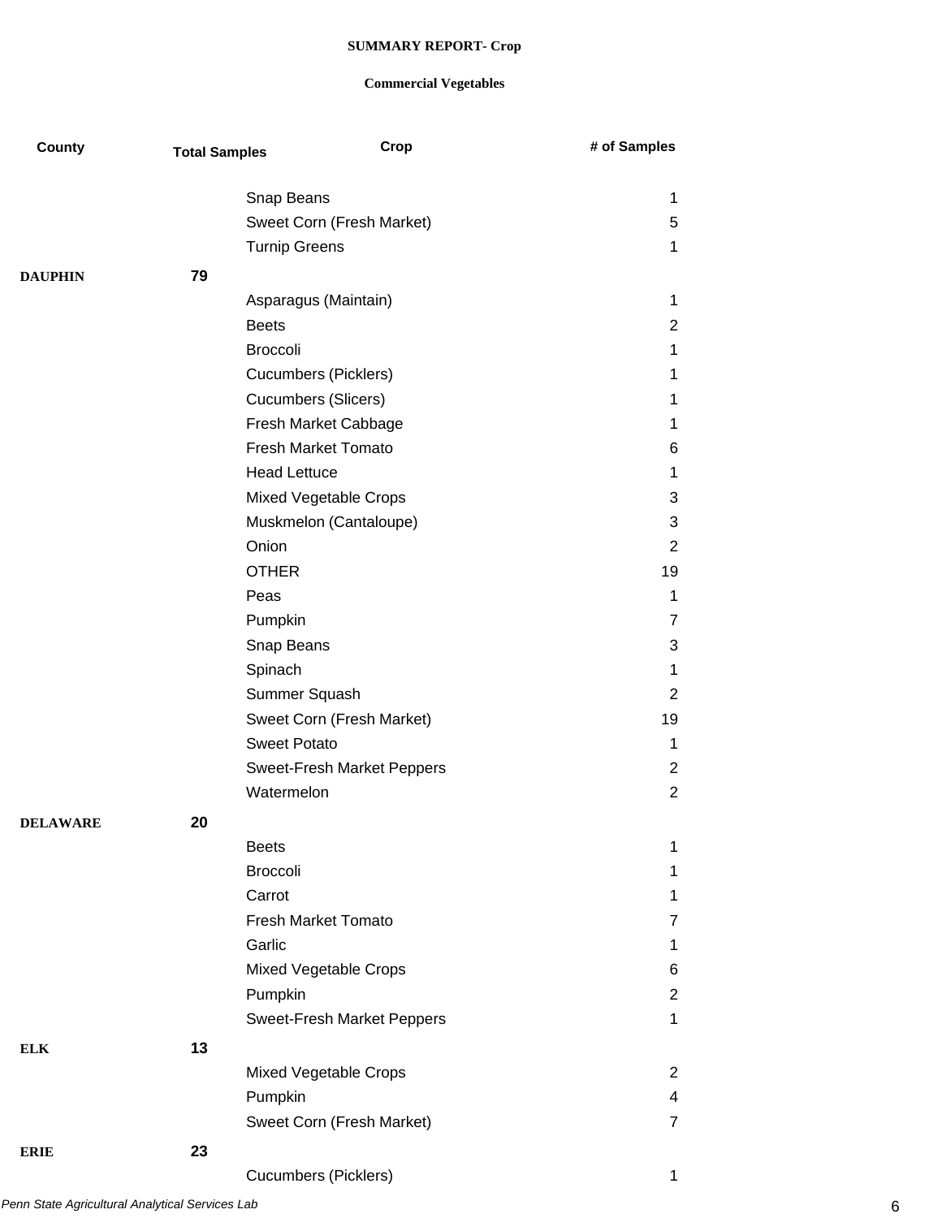**SUMMARY REPORT- Crop**

**Commercial Vegetables**

| County | Total Samples | Crop | # of Samples |
|---|---|---|---|
| | | Snap Beans | 1 |
| | | Sweet Corn (Fresh Market) | 5 |
| | | Turnip Greens | 1 |
| **DAUPHIN** | **79** | | |
| | | Asparagus (Maintain) | 1 |
| | | Beets | 2 |
| | | Broccoli | 1 |
| | | Cucumbers (Picklers) | 1 |
| | | Cucumbers (Slicers) | 1 |
| | | Fresh Market Cabbage | 1 |
| | | Fresh Market Tomato | 6 |
| | | Head Lettuce | 1 |
| | | Mixed Vegetable Crops | 3 |
| | | Muskmelon (Cantaloupe) | 3 |
| | | Onion | 2 |
| | | OTHER | 19 |
| | | Peas | 1 |
| | | Pumpkin | 7 |
| | | Snap Beans | 3 |
| | | Spinach | 1 |
| | | Summer Squash | 2 |
| | | Sweet Corn (Fresh Market) | 19 |
| | | Sweet Potato | 1 |
| | | Sweet-Fresh Market Peppers | 2 |
| | | Watermelon | 2 |
| **DELAWARE** | **20** | | |
| | | Beets | 1 |
| | | Broccoli | 1 |
| | | Carrot | 1 |
| | | Fresh Market Tomato | 7 |
| | | Garlic | 1 |
| | | Mixed Vegetable Crops | 6 |
| | | Pumpkin | 2 |
| | | Sweet-Fresh Market Peppers | 1 |
| **ELK** | **13** | | |
| | | Mixed Vegetable Crops | 2 |
| | | Pumpkin | 4 |
| | | Sweet Corn (Fresh Market) | 7 |
| **ERIE** | **23** | | |
| | | Cucumbers (Picklers) | 1 |

*Penn State Agricultural Analytical Services Lab*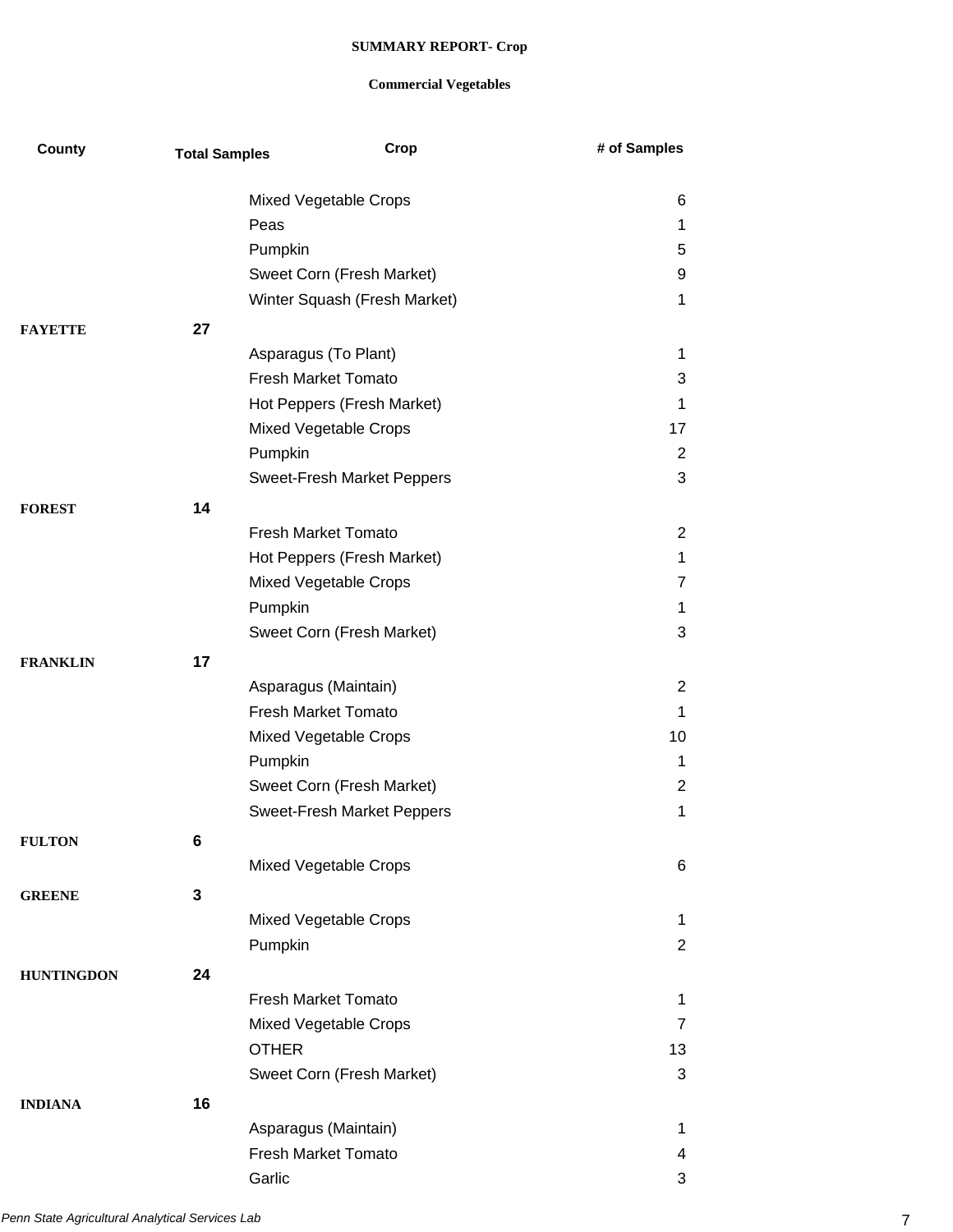**SUMMARY REPORT- Crop**

**Commercial Vegetables**

| County | Total Samples | Crop | # of Samples |
|---|---|---|---|
| | | Mixed Vegetable Crops | 6 |
| | | Peas | 1 |
| | | Pumpkin | 5 |
| | | Sweet Corn (Fresh Market) | 9 |
| | | Winter Squash (Fresh Market) | 1 |
| **FAYETTE** | **27** | | |
| | | Asparagus (To Plant) | 1 |
| | | Fresh Market Tomato | 3 |
| | | Hot Peppers (Fresh Market) | 1 |
| | | Mixed Vegetable Crops | 17 |
| | | Pumpkin | 2 |
| | | Sweet-Fresh Market Peppers | 3 |
| **FOREST** | **14** | | |
| | | Fresh Market Tomato | 2 |
| | | Hot Peppers (Fresh Market) | 1 |
| | | Mixed Vegetable Crops | 7 |
| | | Pumpkin | 1 |
| | | Sweet Corn (Fresh Market) | 3 |
| **FRANKLIN** | **17** | | |
| | | Asparagus (Maintain) | 2 |
| | | Fresh Market Tomato | 1 |
| | | Mixed Vegetable Crops | 10 |
| | | Pumpkin | 1 |
| | | Sweet Corn (Fresh Market) | 2 |
| | | Sweet-Fresh Market Peppers | 1 |
| **FULTON** | **6** | | |
| | | Mixed Vegetable Crops | 6 |
| **GREENE** | **3** | | |
| | | Mixed Vegetable Crops | 1 |
| | | Pumpkin | 2 |
| **HUNTINGDON** | **24** | | |
| | | Fresh Market Tomato | 1 |
| | | Mixed Vegetable Crops | 7 |
| | | OTHER | 13 |
| | | Sweet Corn (Fresh Market) | 3 |
| **INDIANA** | **16** | | |
| | | Asparagus (Maintain) | 1 |
| | | Fresh Market Tomato | 4 |
| | | Garlic | 3 |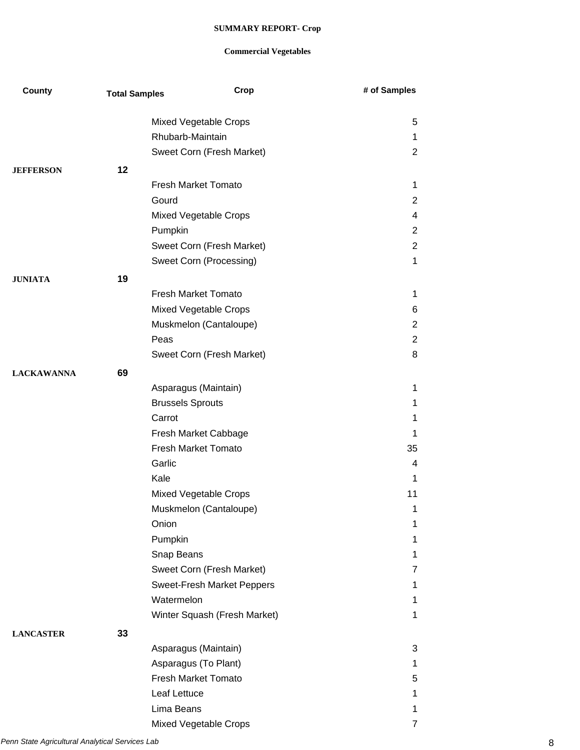**SUMMARY REPORT- Crop**

**Commercial Vegetables**

| County | Total Samples | Crop | # of Samples |
|---|---|---|---|
| | | Mixed Vegetable Crops | 5 |
| | | Rhubarb-Maintain | 1 |
| | | Sweet Corn (Fresh Market) | 2 |
| **JEFFERSON** | **12** | | |
| | | Fresh Market Tomato | 1 |
| | | Gourd | 2 |
| | | Mixed Vegetable Crops | 4 |
| | | Pumpkin | 2 |
| | | Sweet Corn (Fresh Market) | 2 |
| | | Sweet Corn (Processing) | 1 |
| **JUNIATA** | **19** | | |
| | | Fresh Market Tomato | 1 |
| | | Mixed Vegetable Crops | 6 |
| | | Muskmelon (Cantaloupe) | 2 |
| | | Peas | 2 |
| | | Sweet Corn (Fresh Market) | 8 |
| **LACKAWANNA** | **69** | | |
| | | Asparagus (Maintain) | 1 |
| | | Brussels Sprouts | 1 |
| | | Carrot | 1 |
| | | Fresh Market Cabbage | 1 |
| | | Fresh Market Tomato | 35 |
| | | Garlic | 4 |
| | | Kale | 1 |
| | | Mixed Vegetable Crops | 11 |
| | | Muskmelon (Cantaloupe) | 1 |
| | | Onion | 1 |
| | | Pumpkin | 1 |
| | | Snap Beans | 1 |
| | | Sweet Corn (Fresh Market) | 7 |
| | | Sweet-Fresh Market Peppers | 1 |
| | | Watermelon | 1 |
| | | Winter Squash (Fresh Market) | 1 |
| **LANCASTER** | **33** | | |
| | | Asparagus (Maintain) | 3 |
| | | Asparagus (To Plant) | 1 |
| | | Fresh Market Tomato | 5 |
| | | Leaf Lettuce | 1 |
| | | Lima Beans | 1 |
| | | Mixed Vegetable Crops | 7 |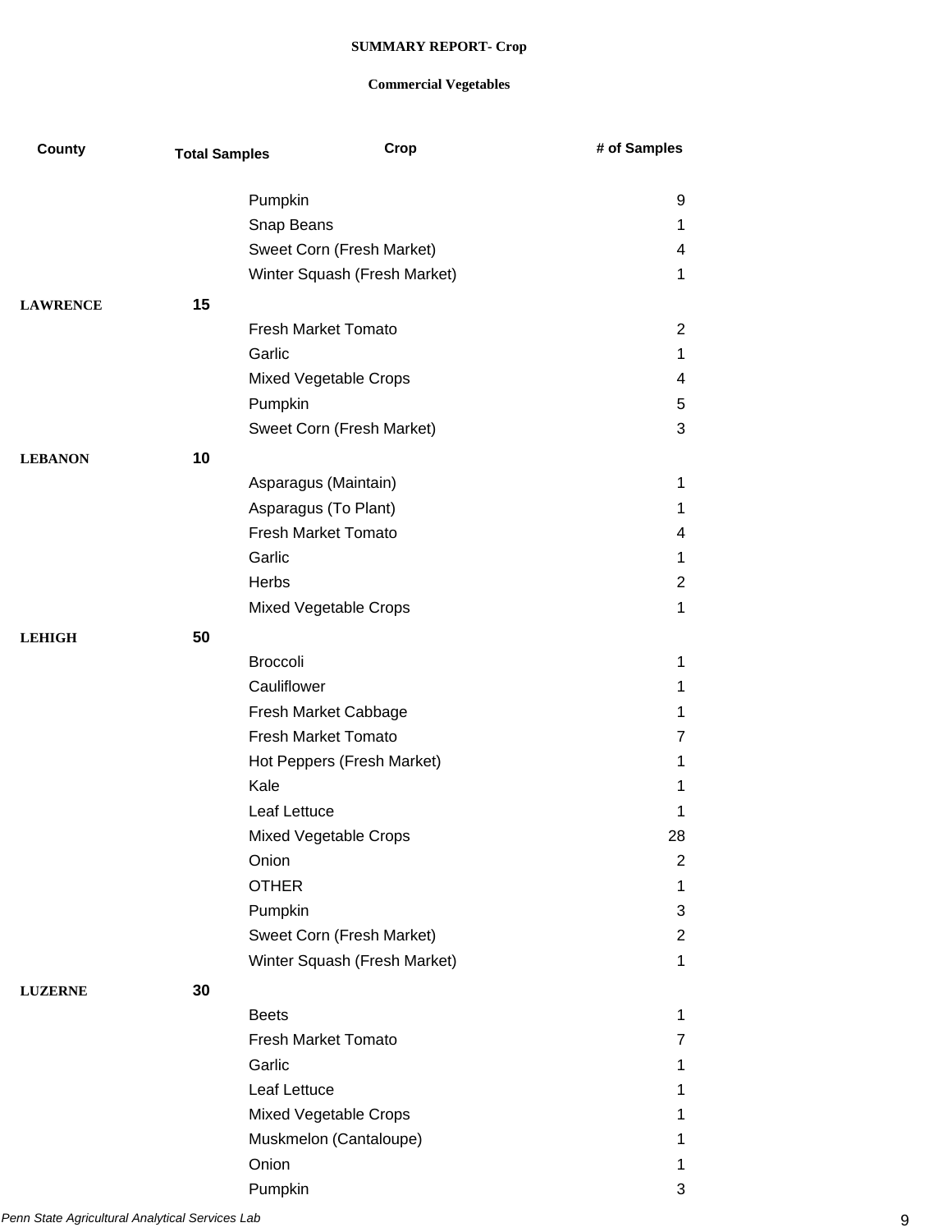**SUMMARY REPORT- Crop**

**Commercial Vegetables**

| County | Total Samples | Crop | # of Samples |
|---|---|---|---|
| | | Pumpkin | 9 |
| | | Snap Beans | 1 |
| | | Sweet Corn (Fresh Market) | 4 |
| | | Winter Squash (Fresh Market) | 1 |
| **LAWRENCE** | **15** | | |
| | | Fresh Market Tomato | 2 |
| | | Garlic | 1 |
| | | Mixed Vegetable Crops | 4 |
| | | Pumpkin | 5 |
| | | Sweet Corn (Fresh Market) | 3 |
| **LEBANON** | **10** | | |
| | | Asparagus (Maintain) | 1 |
| | | Asparagus (To Plant) | 1 |
| | | Fresh Market Tomato | 4 |
| | | Garlic | 1 |
| | | Herbs | 2 |
| | | Mixed Vegetable Crops | 1 |
| **LEHIGH** | **50** | | |
| | | Broccoli | 1 |
| | | Cauliflower | 1 |
| | | Fresh Market Cabbage | 1 |
| | | Fresh Market Tomato | 7 |
| | | Hot Peppers (Fresh Market) | 1 |
| | | Kale | 1 |
| | | Leaf Lettuce | 1 |
| | | Mixed Vegetable Crops | 28 |
| | | Onion | 2 |
| | | OTHER | 1 |
| | | Pumpkin | 3 |
| | | Sweet Corn (Fresh Market) | 2 |
| | | Winter Squash (Fresh Market) | 1 |
| **LUZERNE** | **30** | | |
| | | Beets | 1 |
| | | Fresh Market Tomato | 7 |
| | | Garlic | 1 |
| | | Leaf Lettuce | 1 |
| | | Mixed Vegetable Crops | 1 |
| | | Muskmelon (Cantaloupe) | 1 |
| | | Onion | 1 |
| | | Pumpkin | 3 |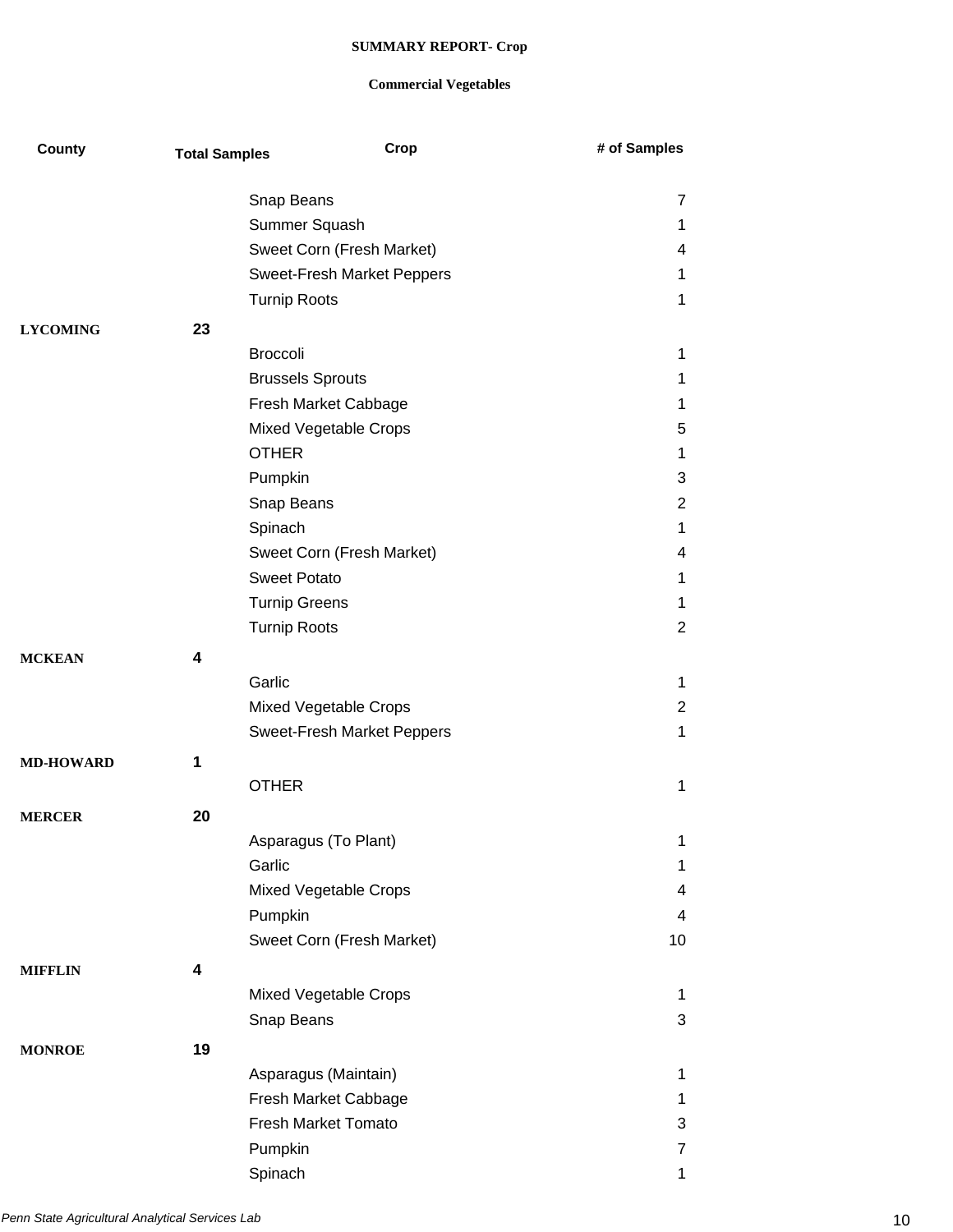**SUMMARY REPORT- Crop**

**Commercial Vegetables**

| County | Total Samples | Crop | # of Samples |
|---|---|---|---|
| | | Snap Beans | 7 |
| | | Summer Squash | 1 |
| | | Sweet Corn (Fresh Market) | 4 |
| | | Sweet-Fresh Market Peppers | 1 |
| | | Turnip Roots | 1 |
| **LYCOMING** | **23** | | |
| | | Broccoli | 1 |
| | | Brussels Sprouts | 1 |
| | | Fresh Market Cabbage | 1 |
| | | Mixed Vegetable Crops | 5 |
| | | OTHER | 1 |
| | | Pumpkin | 3 |
| | | Snap Beans | 2 |
| | | Spinach | 1 |
| | | Sweet Corn (Fresh Market) | 4 |
| | | Sweet Potato | 1 |
| | | Turnip Greens | 1 |
| | | Turnip Roots | 2 |
| **MCKEAN** | **4** | | |
| | | Garlic | 1 |
| | | Mixed Vegetable Crops | 2 |
| | | Sweet-Fresh Market Peppers | 1 |
| **MD-HOWARD** | **1** | | |
| | | OTHER | 1 |
| **MERCER** | **20** | | |
| | | Asparagus (To Plant) | 1 |
| | | Garlic | 1 |
| | | Mixed Vegetable Crops | 4 |
| | | Pumpkin | 4 |
| | | Sweet Corn (Fresh Market) | 10 |
| **MIFFLIN** | **4** | | |
| | | Mixed Vegetable Crops | 1 |
| | | Snap Beans | 3 |
| **MONROE** | **19** | | |
| | | Asparagus (Maintain) | 1 |
| | | Fresh Market Cabbage | 1 |
| | | Fresh Market Tomato | 3 |
| | | Pumpkin | 7 |
| | | Spinach | 1 |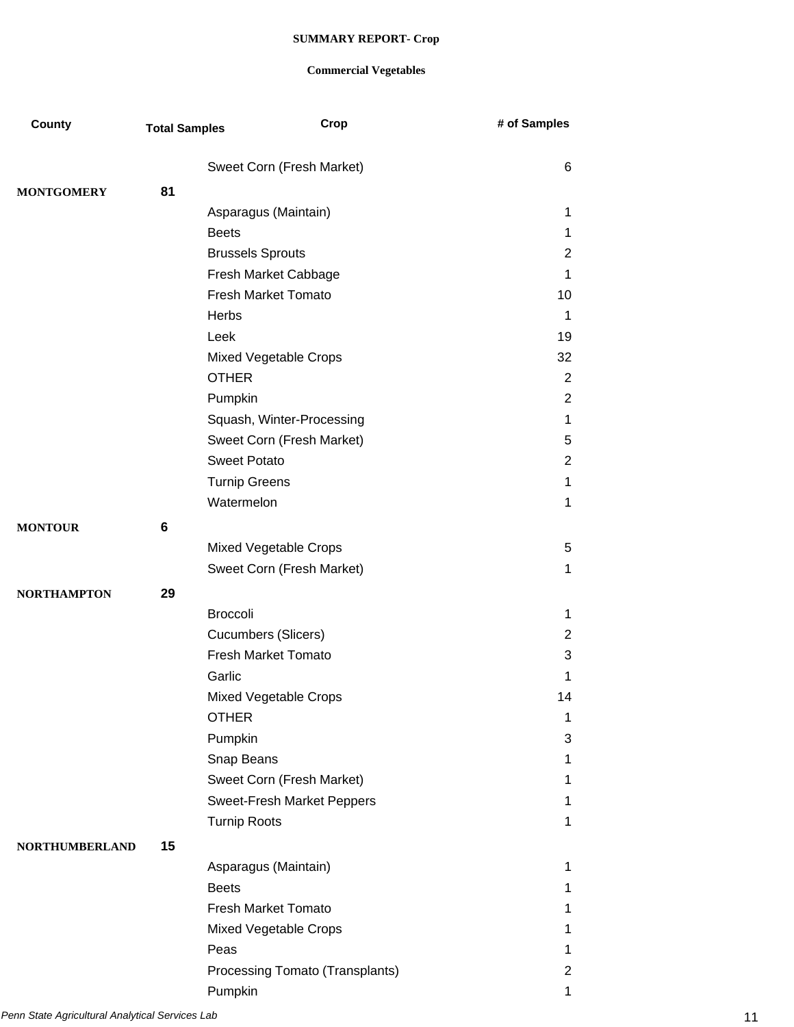**SUMMARY REPORT- Crop**

**Commercial Vegetables**

| County | Total Samples | Crop | # of Samples |
|---|---|---|---|
| | | Sweet Corn (Fresh Market) | 6 |
| **MONTGOMERY** | **81** | | |
| | | Asparagus (Maintain) | 1 |
| | | Beets | 1 |
| | | Brussels Sprouts | 2 |
| | | Fresh Market Cabbage | 1 |
| | | Fresh Market Tomato | 10 |
| | | Herbs | 1 |
| | | Leek | 19 |
| | | Mixed Vegetable Crops | 32 |
| | | OTHER | 2 |
| | | Pumpkin | 2 |
| | | Squash, Winter-Processing | 1 |
| | | Sweet Corn (Fresh Market) | 5 |
| | | Sweet Potato | 2 |
| | | Turnip Greens | 1 |
| | | Watermelon | 1 |
| **MONTOUR** | **6** | | |
| | | Mixed Vegetable Crops | 5 |
| | | Sweet Corn (Fresh Market) | 1 |
| **NORTHAMPTON** | **29** | | |
| | | Broccoli | 1 |
| | | Cucumbers (Slicers) | 2 |
| | | Fresh Market Tomato | 3 |
| | | Garlic | 1 |
| | | Mixed Vegetable Crops | 14 |
| | | OTHER | 1 |
| | | Pumpkin | 3 |
| | | Snap Beans | 1 |
| | | Sweet Corn (Fresh Market) | 1 |
| | | Sweet-Fresh Market Peppers | 1 |
| | | Turnip Roots | 1 |
| **NORTHUMBERLAND** | **15** | | |
| | | Asparagus (Maintain) | 1 |
| | | Beets | 1 |
| | | Fresh Market Tomato | 1 |
| | | Mixed Vegetable Crops | 1 |
| | | Peas | 1 |
| | | Processing Tomato (Transplants) | 2 |
| | | Pumpkin | 1 |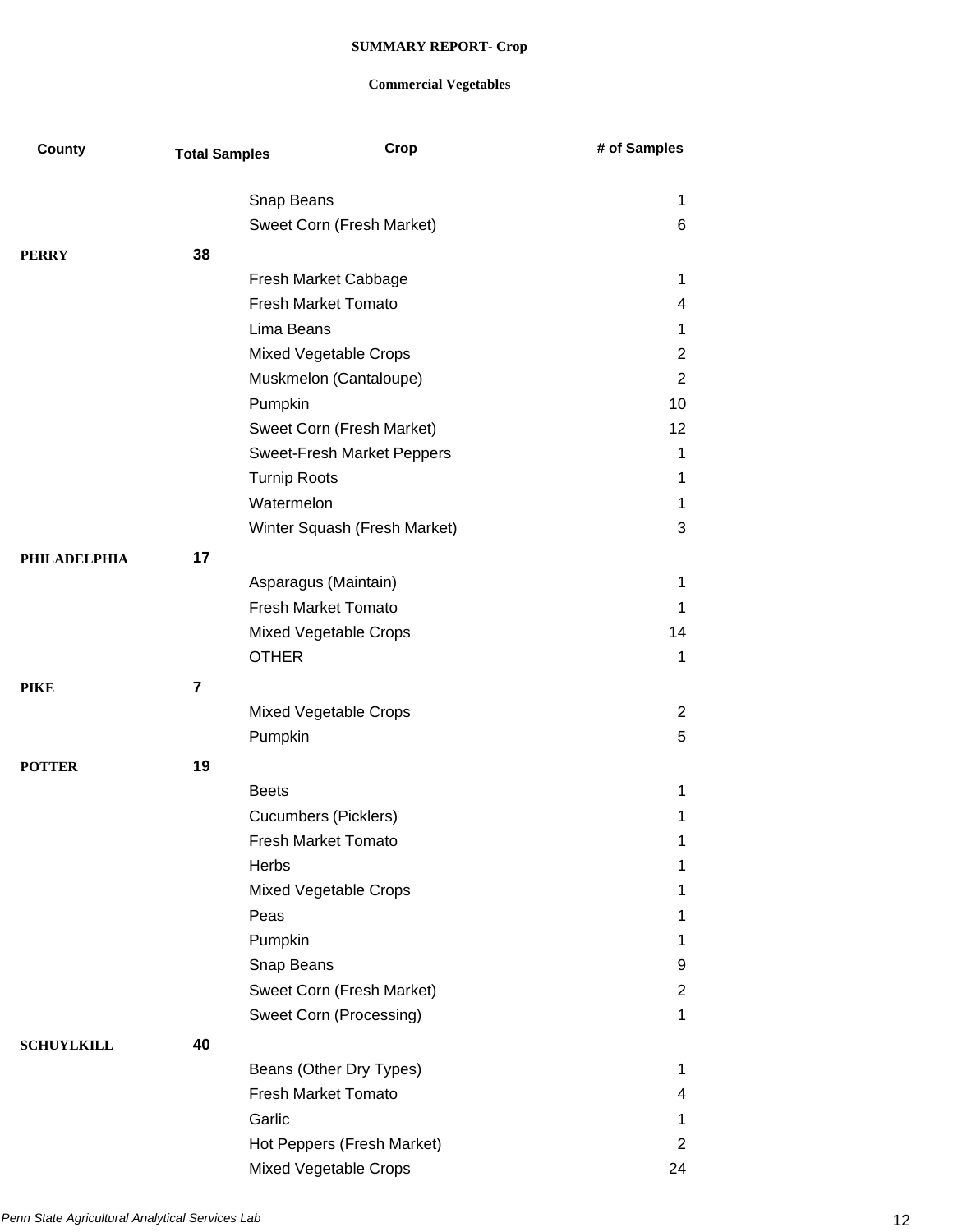**SUMMARY REPORT- Crop**

**Commercial Vegetables**

| County | Total Samples | Crop | # of Samples |
|---|---|---|---|
| | | Snap Beans | 1 |
| | | Sweet Corn (Fresh Market) | 6 |
| **PERRY** | **38** | | |
| | | Fresh Market Cabbage | 1 |
| | | Fresh Market Tomato | 4 |
| | | Lima Beans | 1 |
| | | Mixed Vegetable Crops | 2 |
| | | Muskmelon (Cantaloupe) | 2 |
| | | Pumpkin | 10 |
| | | Sweet Corn (Fresh Market) | 12 |
| | | Sweet-Fresh Market Peppers | 1 |
| | | Turnip Roots | 1 |
| | | Watermelon | 1 |
| | | Winter Squash (Fresh Market) | 3 |
| **PHILADELPHIA** | **17** | | |
| | | Asparagus (Maintain) | 1 |
| | | Fresh Market Tomato | 1 |
| | | Mixed Vegetable Crops | 14 |
| | | OTHER | 1 |
| **PIKE** | **7** | | |
| | | Mixed Vegetable Crops | 2 |
| | | Pumpkin | 5 |
| **POTTER** | **19** | | |
| | | Beets | 1 |
| | | Cucumbers (Picklers) | 1 |
| | | Fresh Market Tomato | 1 |
| | | Herbs | 1 |
| | | Mixed Vegetable Crops | 1 |
| | | Peas | 1 |
| | | Pumpkin | 1 |
| | | Snap Beans | 9 |
| | | Sweet Corn (Fresh Market) | 2 |
| | | Sweet Corn (Processing) | 1 |
| **SCHUYLKILL** | **40** | | |
| | | Beans (Other Dry Types) | 1 |
| | | Fresh Market Tomato | 4 |
| | | Garlic | 1 |
| | | Hot Peppers (Fresh Market) | 2 |
| | | Mixed Vegetable Crops | 24 |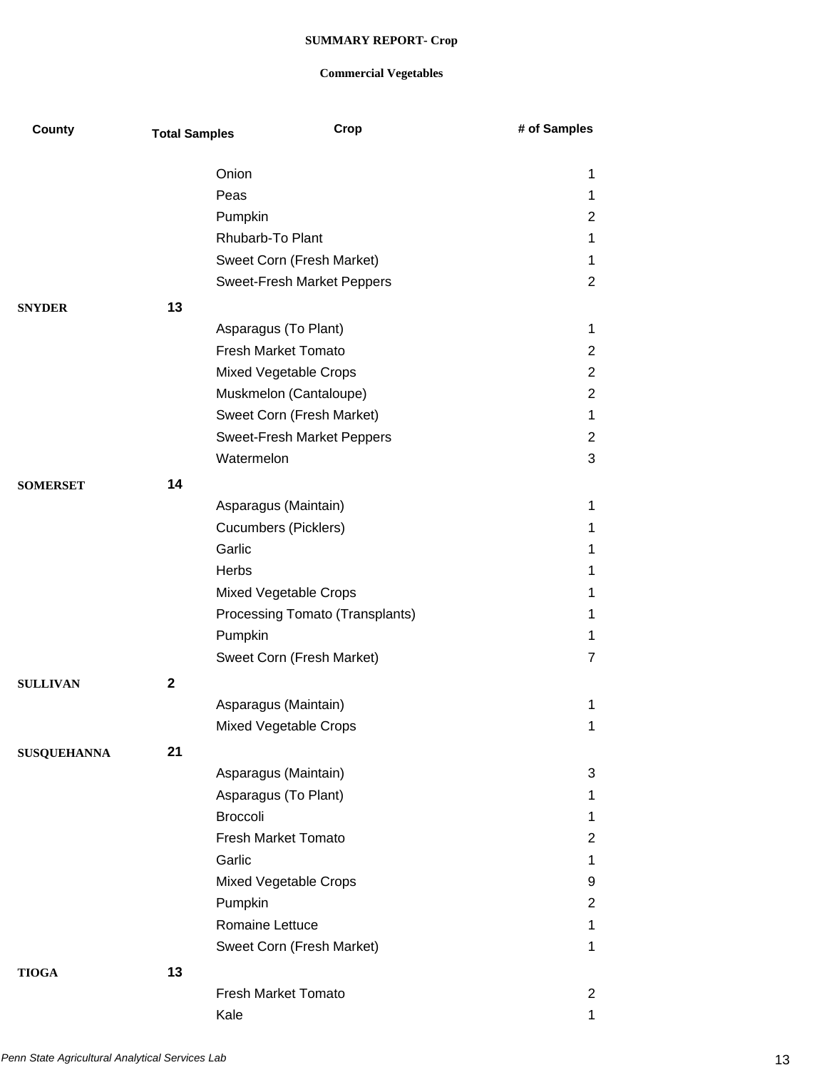**SUMMARY REPORT- Crop**

**Commercial Vegetables**

| County | Total Samples | Crop | # of Samples |
|---|---|---|---|
| | | Onion | 1 |
| | | Peas | 1 |
| | | Pumpkin | 2 |
| | | Rhubarb-To Plant | 1 |
| | | Sweet Corn (Fresh Market) | 1 |
| | | Sweet-Fresh Market Peppers | 2 |
| **SNYDER** | **13** | | |
| | | Asparagus (To Plant) | 1 |
| | | Fresh Market Tomato | 2 |
| | | Mixed Vegetable Crops | 2 |
| | | Muskmelon (Cantaloupe) | 2 |
| | | Sweet Corn (Fresh Market) | 1 |
| | | Sweet-Fresh Market Peppers | 2 |
| | | Watermelon | 3 |
| **SOMERSET** | **14** | | |
| | | Asparagus (Maintain) | 1 |
| | | Cucumbers (Picklers) | 1 |
| | | Garlic | 1 |
| | | Herbs | 1 |
| | | Mixed Vegetable Crops | 1 |
| | | Processing Tomato (Transplants) | 1 |
| | | Pumpkin | 1 |
| | | Sweet Corn (Fresh Market) | 7 |
| **SULLIVAN** | **2** | | |
| | | Asparagus (Maintain) | 1 |
| | | Mixed Vegetable Crops | 1 |
| **SUSQUEHANNA** | **21** | | |
| | | Asparagus (Maintain) | 3 |
| | | Asparagus (To Plant) | 1 |
| | | Broccoli | 1 |
| | | Fresh Market Tomato | 2 |
| | | Garlic | 1 |
| | | Mixed Vegetable Crops | 9 |
| | | Pumpkin | 2 |
| | | Romaine Lettuce | 1 |
| | | Sweet Corn (Fresh Market) | 1 |
| **TIOGA** | **13** | | |
| | | Fresh Market Tomato | 2 |
| | | Kale | 1 |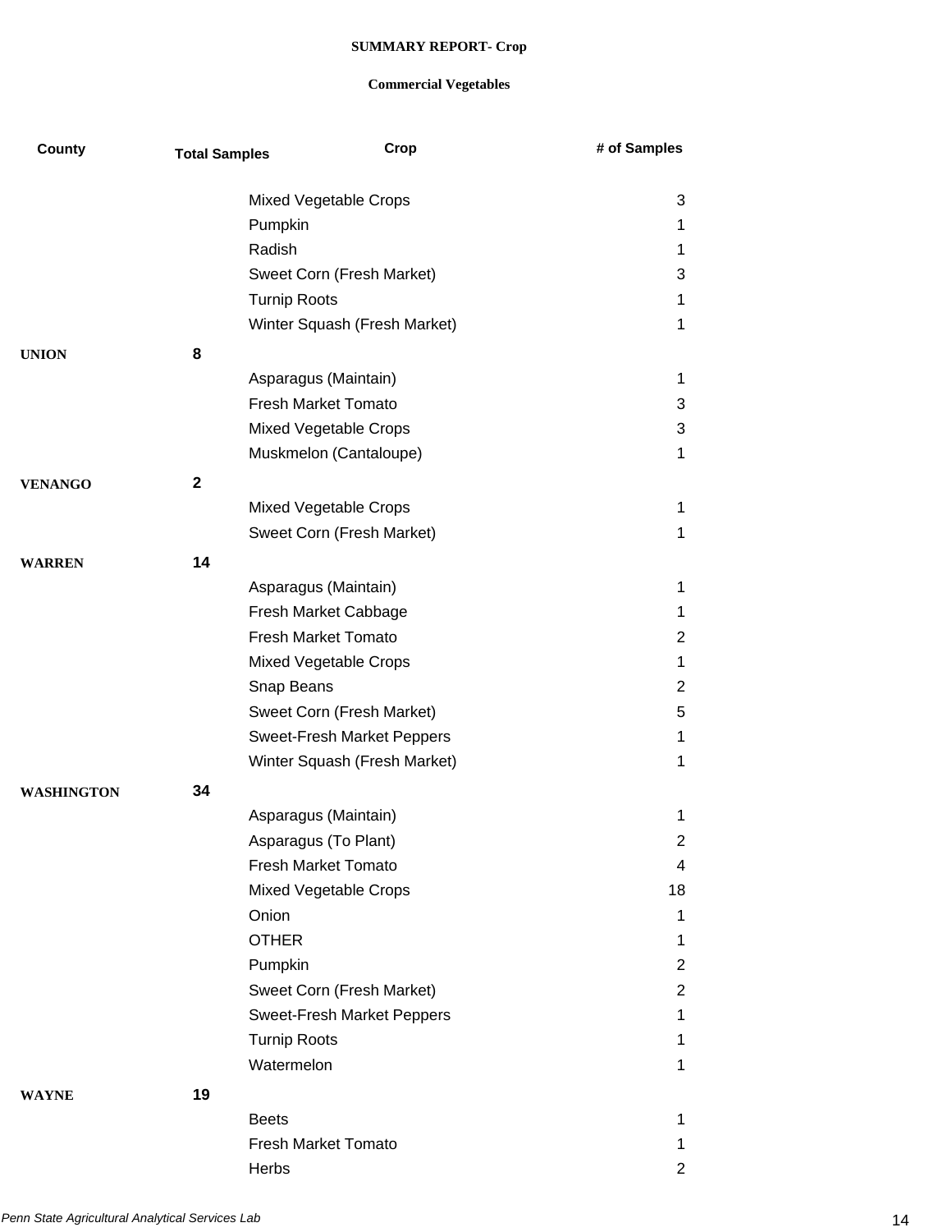**SUMMARY REPORT- Crop**

**Commercial Vegetables**

| County | Total Samples | Crop | # of Samples |
|---|---|---|---|
| | | Mixed Vegetable Crops | 3 |
| | | Pumpkin | 1 |
| | | Radish | 1 |
| | | Sweet Corn (Fresh Market) | 3 |
| | | Turnip Roots | 1 |
| | | Winter Squash (Fresh Market) | 1 |
| **UNION** | **8** | | |
| | | Asparagus (Maintain) | 1 |
| | | Fresh Market Tomato | 3 |
| | | Mixed Vegetable Crops | 3 |
| | | Muskmelon (Cantaloupe) | 1 |
| **VENANGO** | **2** | | |
| | | Mixed Vegetable Crops | 1 |
| | | Sweet Corn (Fresh Market) | 1 |
| **WARREN** | **14** | | |
| | | Asparagus (Maintain) | 1 |
| | | Fresh Market Cabbage | 1 |
| | | Fresh Market Tomato | 2 |
| | | Mixed Vegetable Crops | 1 |
| | | Snap Beans | 2 |
| | | Sweet Corn (Fresh Market) | 5 |
| | | Sweet-Fresh Market Peppers | 1 |
| | | Winter Squash (Fresh Market) | 1 |
| **WASHINGTON** | **34** | | |
| | | Asparagus (Maintain) | 1 |
| | | Asparagus (To Plant) | 2 |
| | | Fresh Market Tomato | 4 |
| | | Mixed Vegetable Crops | 18 |
| | | Onion | 1 |
| | | OTHER | 1 |
| | | Pumpkin | 2 |
| | | Sweet Corn (Fresh Market) | 2 |
| | | Sweet-Fresh Market Peppers | 1 |
| | | Turnip Roots | 1 |
| | | Watermelon | 1 |
| **WAYNE** | **19** | | |
| | | Beets | 1 |
| | | Fresh Market Tomato | 1 |
| | | Herbs | 2 |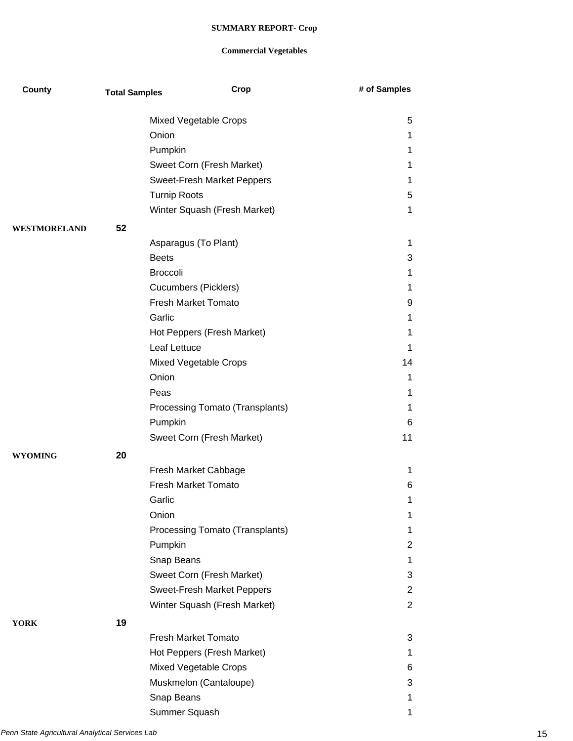**SUMMARY REPORT- Crop**

**Commercial Vegetables**

| County | Total Samples | Crop | # of Samples |
|---|---|---|---|
| | | Mixed Vegetable Crops | 5 |
| | | Onion | 1 |
| | | Pumpkin | 1 |
| | | Sweet Corn (Fresh Market) | 1 |
| | | Sweet-Fresh Market Peppers | 1 |
| | | Turnip Roots | 5 |
| | | Winter Squash (Fresh Market) | 1 |
| **WESTMORELAND** | **52** | | |
| | | Asparagus (To Plant) | 1 |
| | | Beets | 3 |
| | | Broccoli | 1 |
| | | Cucumbers (Picklers) | 1 |
| | | Fresh Market Tomato | 9 |
| | | Garlic | 1 |
| | | Hot Peppers (Fresh Market) | 1 |
| | | Leaf Lettuce | 1 |
| | | Mixed Vegetable Crops | 14 |
| | | Onion | 1 |
| | | Peas | 1 |
| | | Processing Tomato (Transplants) | 1 |
| | | Pumpkin | 6 |
| | | Sweet Corn (Fresh Market) | 11 |
| **WYOMING** | **20** | | |
| | | Fresh Market Cabbage | 1 |
| | | Fresh Market Tomato | 6 |
| | | Garlic | 1 |
| | | Onion | 1 |
| | | Processing Tomato (Transplants) | 1 |
| | | Pumpkin | 2 |
| | | Snap Beans | 1 |
| | | Sweet Corn (Fresh Market) | 3 |
| | | Sweet-Fresh Market Peppers | 2 |
| | | Winter Squash (Fresh Market) | 2 |
| **YORK** | **19** | | |
| | | Fresh Market Tomato | 3 |
| | | Hot Peppers (Fresh Market) | 1 |
| | | Mixed Vegetable Crops | 6 |
| | | Muskmelon (Cantaloupe) | 3 |
| | | Snap Beans | 1 |
| | | Summer Squash | 1 |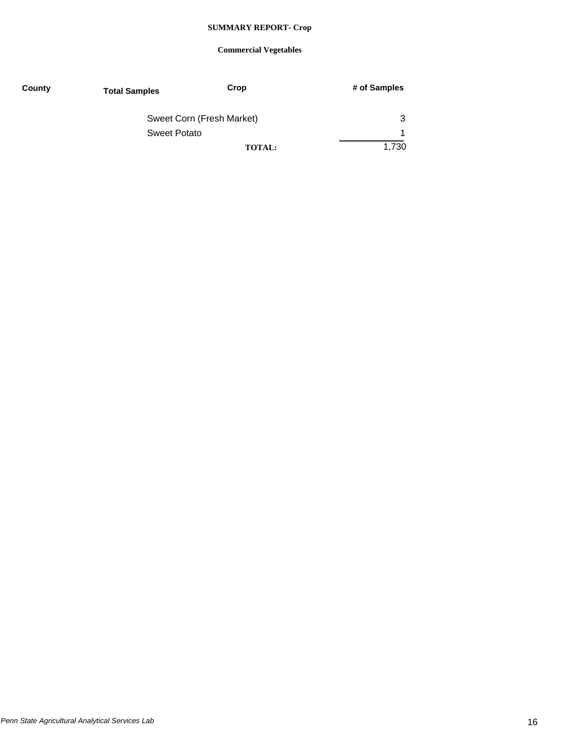**SUMMARY REPORT- Crop**

**Commercial Vegetables**

| County | Total Samples | Crop | # of Samples |
|---|---|---|---|
| | | Sweet Corn (Fresh Market) | 3 |
| | | Sweet Potato | 1 |
| | | **TOTAL:** | 1,730 |

*Penn State Agricultural Analytical Services Lab*